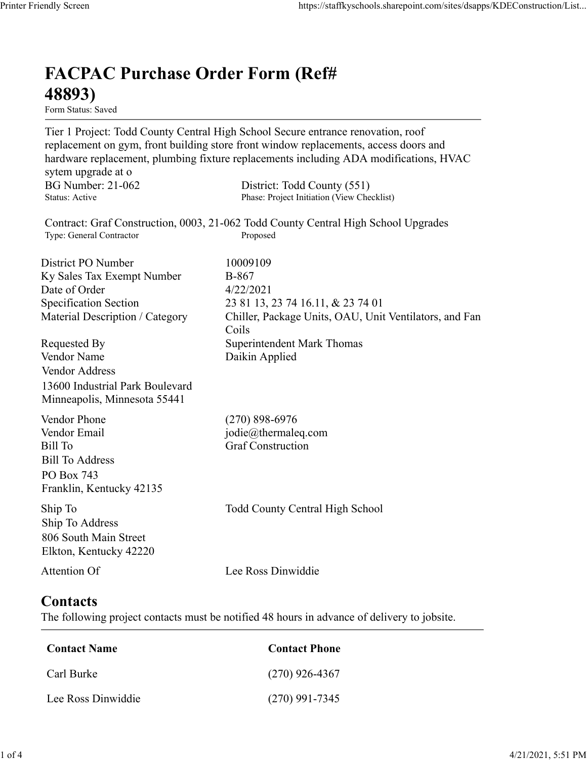# FACPAC Purchase Order Form (Ref# 48893)

Form Status: Saved

Tier 1 Project: Todd County Central High School Secure entrance renovation, roof replacement on gym, front building store front window replacements, access doors and hardware replacement, plumbing fixture replacements including ADA modifications, HVAC sytem upgrade at o

BG Number: 21-062
Status: Active

District: Todd County (551)
Phase: Project Initiation (View Checklist)

Contract: Graf Construction, 0003, 21-062 Todd County Central High School Upgrades
Type: General Contractor
Proposed

| | |
|---|---|
| District PO Number | 10009109 |
| Ky Sales Tax Exempt Number | B-867 |
| Date of Order | 4/22/2021 |
| Specification Section | 23 81 13, 23 74 16.11, & 23 74 01 |
| Material Description / Category | Chiller, Package Units, OAU, Unit Ventilators, and Fan Coils |
| Requested By | Superintendent Mark Thomas |
| Vendor Name | Daikin Applied |
| Vendor Address | 13600 Industrial Park Boulevard<br>Minneapolis, Minnesota 55441 |
| Vendor Phone | (270) 898-6976 |
| Vendor Email | jodie@thermaleq.com |
| Bill To | Graf Construction |
| Bill To Address | PO Box 743<br>Franklin, Kentucky 42135 |
| Ship To | Todd County Central High School |
| Ship To Address | 806 South Main Street<br>Elkton, Kentucky 42220 |
| Attention Of | Lee Ross Dinwiddie |

## Contacts

The following project contacts must be notified 48 hours in advance of delivery to jobsite.

| Contact Name | Contact Phone |
|---|---|
| Carl Burke | (270) 926-4367 |
| Lee Ross Dinwiddie | (270) 991-7345 |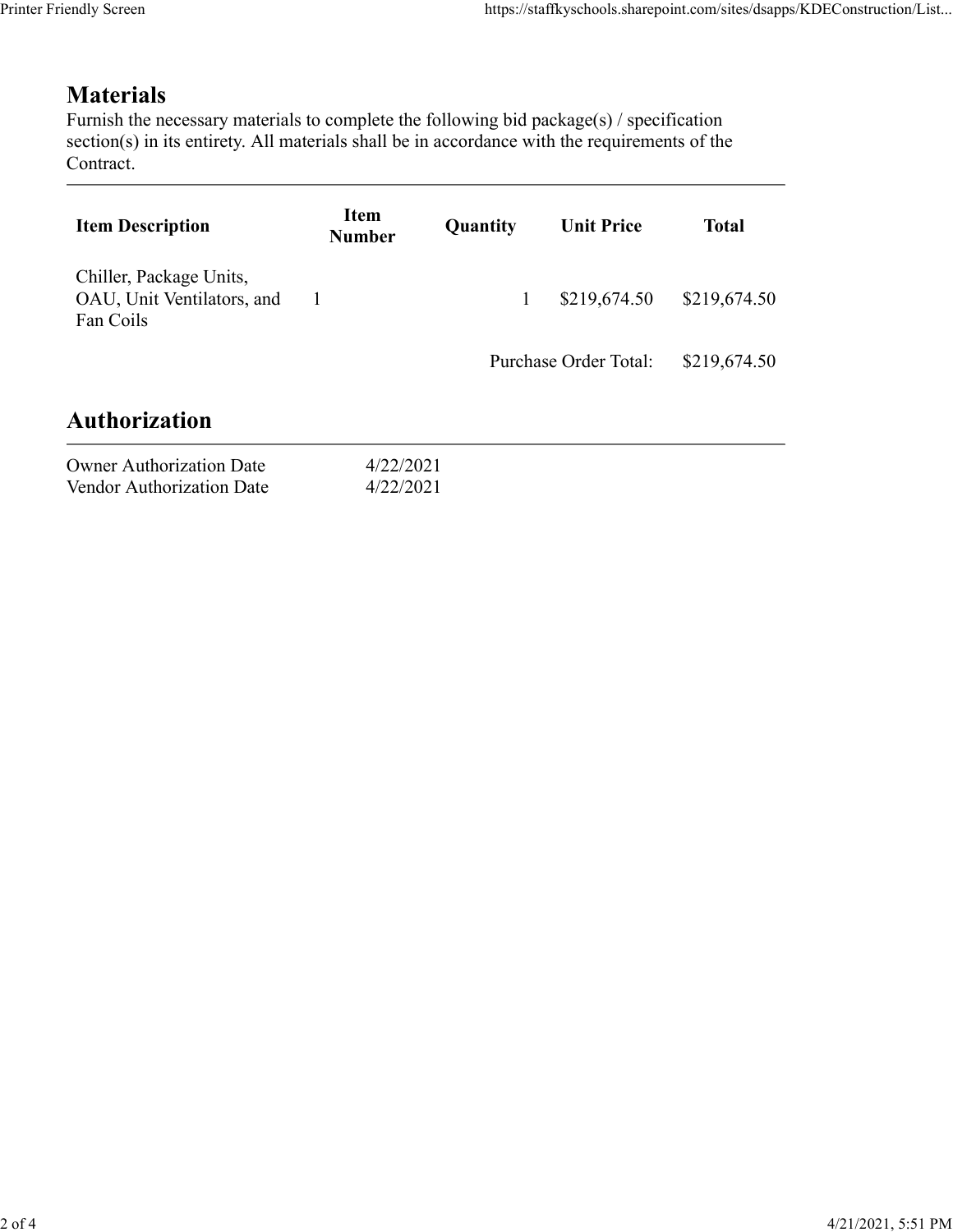## Materials

Furnish the necessary materials to complete the following bid package(s) / specification section(s) in its entirety. All materials shall be in accordance with the requirements of the Contract.

| Item Description | Item Number | Quantity | Unit Price | Total |
|---|---|---|---|---|
| Chiller, Package Units, OAU, Unit Ventilators, and Fan Coils | 1 | 1 | $219,674.50 | $219,674.50 |
| | | | Purchase Order Total: | $219,674.50 |

## Authorization

| | |
|---|---|
| Owner Authorization Date | 4/22/2021 |
| Vendor Authorization Date | 4/22/2021 |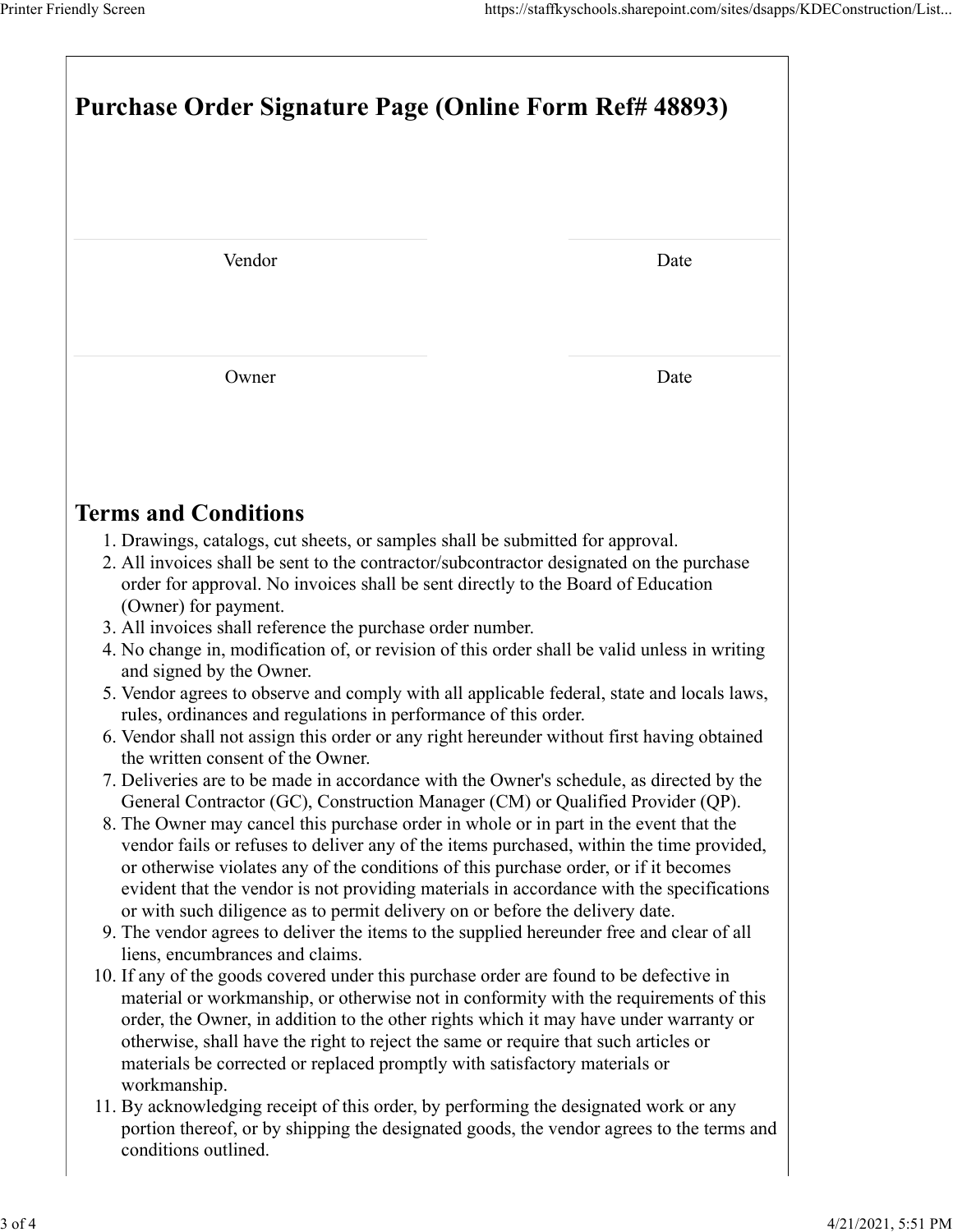# Purchase Order Signature Page (Online Form Ref# 48893)

| Vendor | Date |
|---|---|
| Owner | Date |

## Terms and Conditions

1. Drawings, catalogs, cut sheets, or samples shall be submitted for approval.
2. All invoices shall be sent to the contractor/subcontractor designated on the purchase order for approval. No invoices shall be sent directly to the Board of Education (Owner) for payment.
3. All invoices shall reference the purchase order number.
4. No change in, modification of, or revision of this order shall be valid unless in writing and signed by the Owner.
5. Vendor agrees to observe and comply with all applicable federal, state and locals laws, rules, ordinances and regulations in performance of this order.
6. Vendor shall not assign this order or any right hereunder without first having obtained the written consent of the Owner.
7. Deliveries are to be made in accordance with the Owner's schedule, as directed by the General Contractor (GC), Construction Manager (CM) or Qualified Provider (QP).
8. The Owner may cancel this purchase order in whole or in part in the event that the vendor fails or refuses to deliver any of the items purchased, within the time provided, or otherwise violates any of the conditions of this purchase order, or if it becomes evident that the vendor is not providing materials in accordance with the specifications or with such diligence as to permit delivery on or before the delivery date.
9. The vendor agrees to deliver the items to the supplied hereunder free and clear of all liens, encumbrances and claims.
10. If any of the goods covered under this purchase order are found to be defective in material or workmanship, or otherwise not in conformity with the requirements of this order, the Owner, in addition to the other rights which it may have under warranty or otherwise, shall have the right to reject the same or require that such articles or materials be corrected or replaced promptly with satisfactory materials or workmanship.
11. By acknowledging receipt of this order, by performing the designated work or any portion thereof, or by shipping the designated goods, the vendor agrees to the terms and conditions outlined.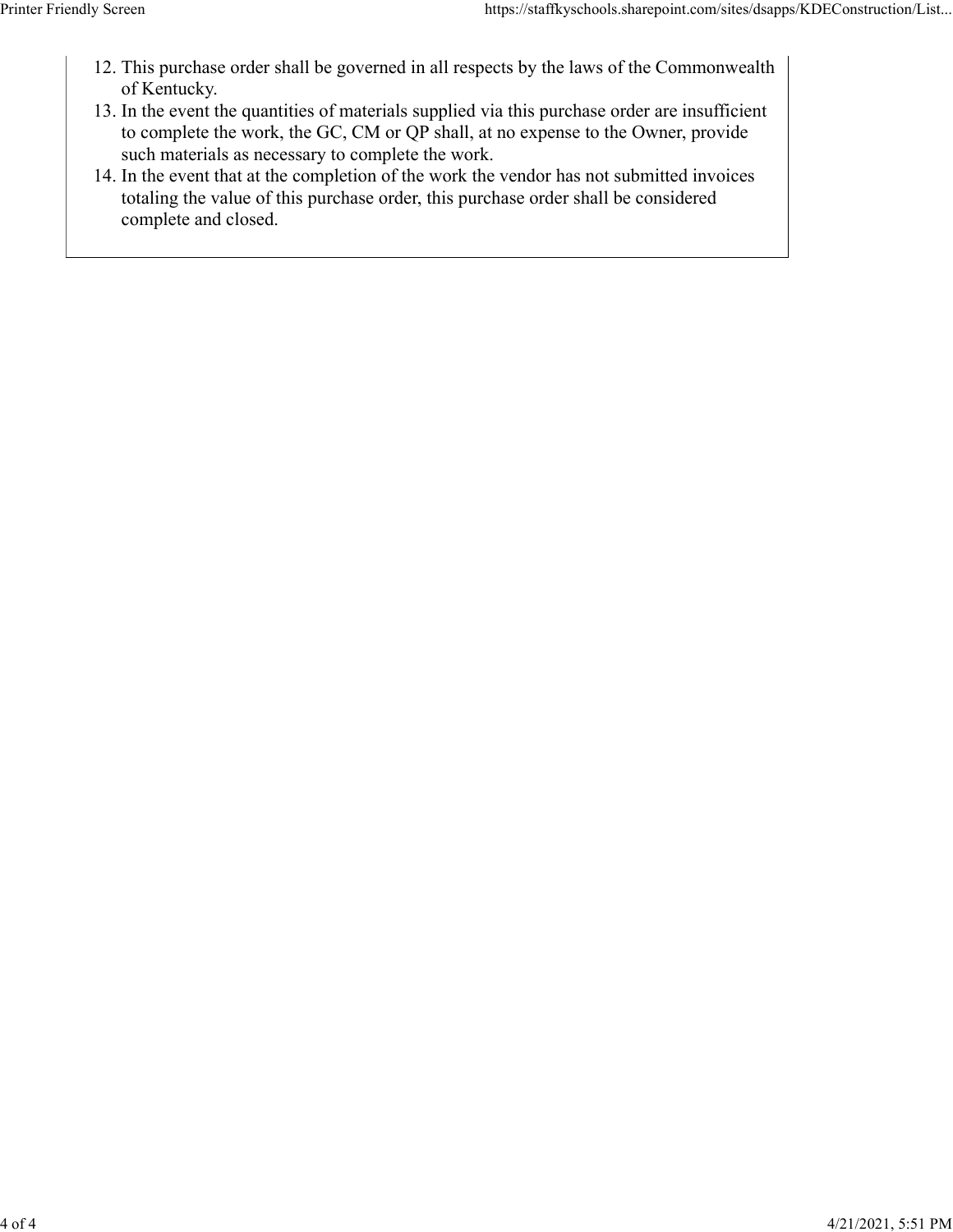12. This purchase order shall be governed in all respects by the laws of the Commonwealth of Kentucky.
13. In the event the quantities of materials supplied via this purchase order are insufficient to complete the work, the GC, CM or QP shall, at no expense to the Owner, provide such materials as necessary to complete the work.
14. In the event that at the completion of the work the vendor has not submitted invoices totaling the value of this purchase order, this purchase order shall be considered complete and closed.